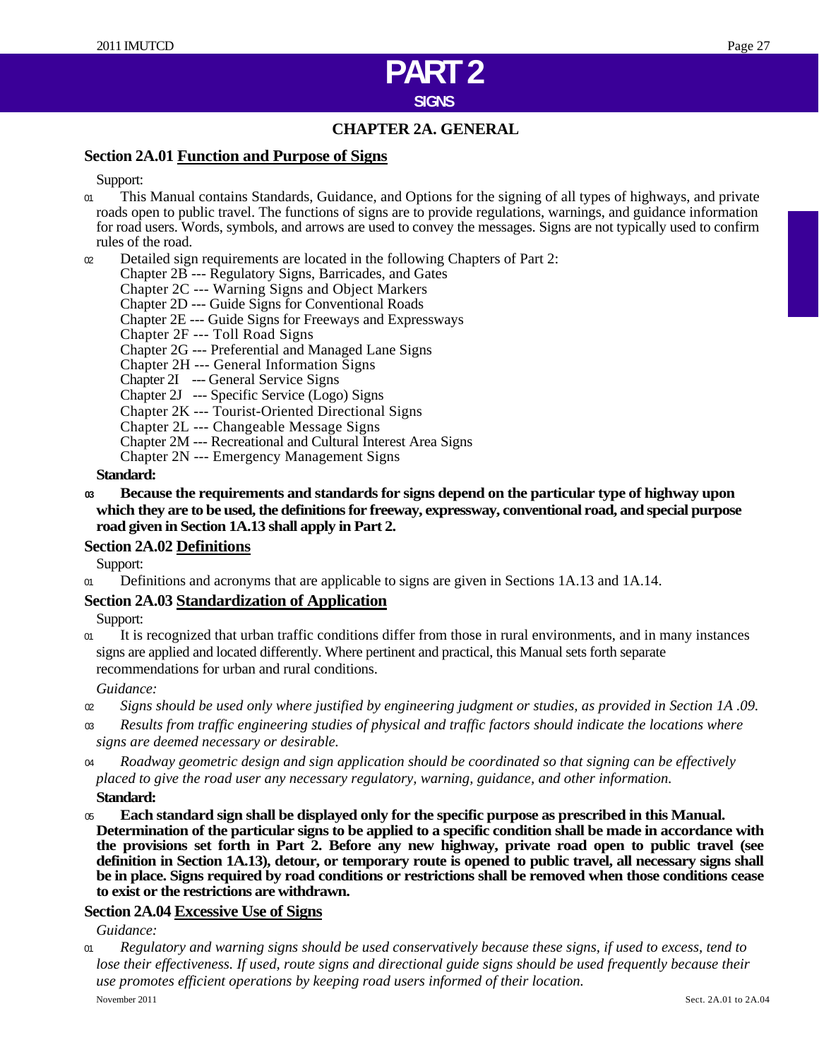# PART 2

## SIGNS

## CHAPTER 2A. GENERAL

### Section 2A.01 Function and Purpose of Signs

Support:

01 This Manual contains Standards, Guidance, and Options for the signing of all types of highways, and private roads open to public travel. The functions of signs are to provide regulations, warnings, and guidance information for road users. Words, symbols, and arrows are used to convey the messages. Signs are not typically used to confirm rules of the road.

02 Detailed sign requirements are located in the following Chapters of Part 2:

Chapter 2B --- Regulatory Signs, Barricades, and Gates
Chapter 2C --- Warning Signs and Object Markers
Chapter 2D --- Guide Signs for Conventional Roads
Chapter 2E --- Guide Signs for Freeways and Expressways
Chapter 2F --- Toll Road Signs
Chapter 2G --- Preferential and Managed Lane Signs
Chapter 2H --- General Information Signs
Chapter 2I --- General Service Signs
Chapter 2J --- Specific Service (Logo) Signs
Chapter 2K --- Tourist-Oriented Directional Signs
Chapter 2L --- Changeable Message Signs
Chapter 2M --- Recreational and Cultural Interest Area Signs
Chapter 2N --- Emergency Management Signs

**Standard:**

**03 Because the requirements and standards for signs depend on the particular type of highway upon which they are to be used, the definitions for freeway, expressway, conventional road, and special purpose road given in Section 1A.13 shall apply in Part 2.**

### Section 2A.02 Definitions

Support:

01 Definitions and acronyms that are applicable to signs are given in Sections 1A.13 and 1A.14.

### Section 2A.03 Standardization of Application

Support:

01 It is recognized that urban traffic conditions differ from those in rural environments, and in many instances signs are applied and located differently. Where pertinent and practical, this Manual sets forth separate recommendations for urban and rural conditions.

*Guidance:*

02 *Signs should be used only where justified by engineering judgment or studies, as provided in Section 1A .09.*

03 *Results from traffic engineering studies of physical and traffic factors should indicate the locations where signs are deemed necessary or desirable.*

04 *Roadway geometric design and sign application should be coordinated so that signing can be effectively placed to give the road user any necessary regulatory, warning, guidance, and other information.*

**Standard:**

**05 Each standard sign shall be displayed only for the specific purpose as prescribed in this Manual. Determination of the particular signs to be applied to a specific condition shall be made in accordance with the provisions set forth in Part 2. Before any new highway, private road open to public travel (see definition in Section 1A.13), detour, or temporary route is opened to public travel, all necessary signs shall be in place. Signs required by road conditions or restrictions shall be removed when those conditions cease to exist or the restrictions are withdrawn.**

### Section 2A.04 Excessive Use of Signs

*Guidance:*

01 *Regulatory and warning signs should be used conservatively because these signs, if used to excess, tend to lose their effectiveness. If used, route signs and directional guide signs should be used frequently because their use promotes efficient operations by keeping road users informed of their location.*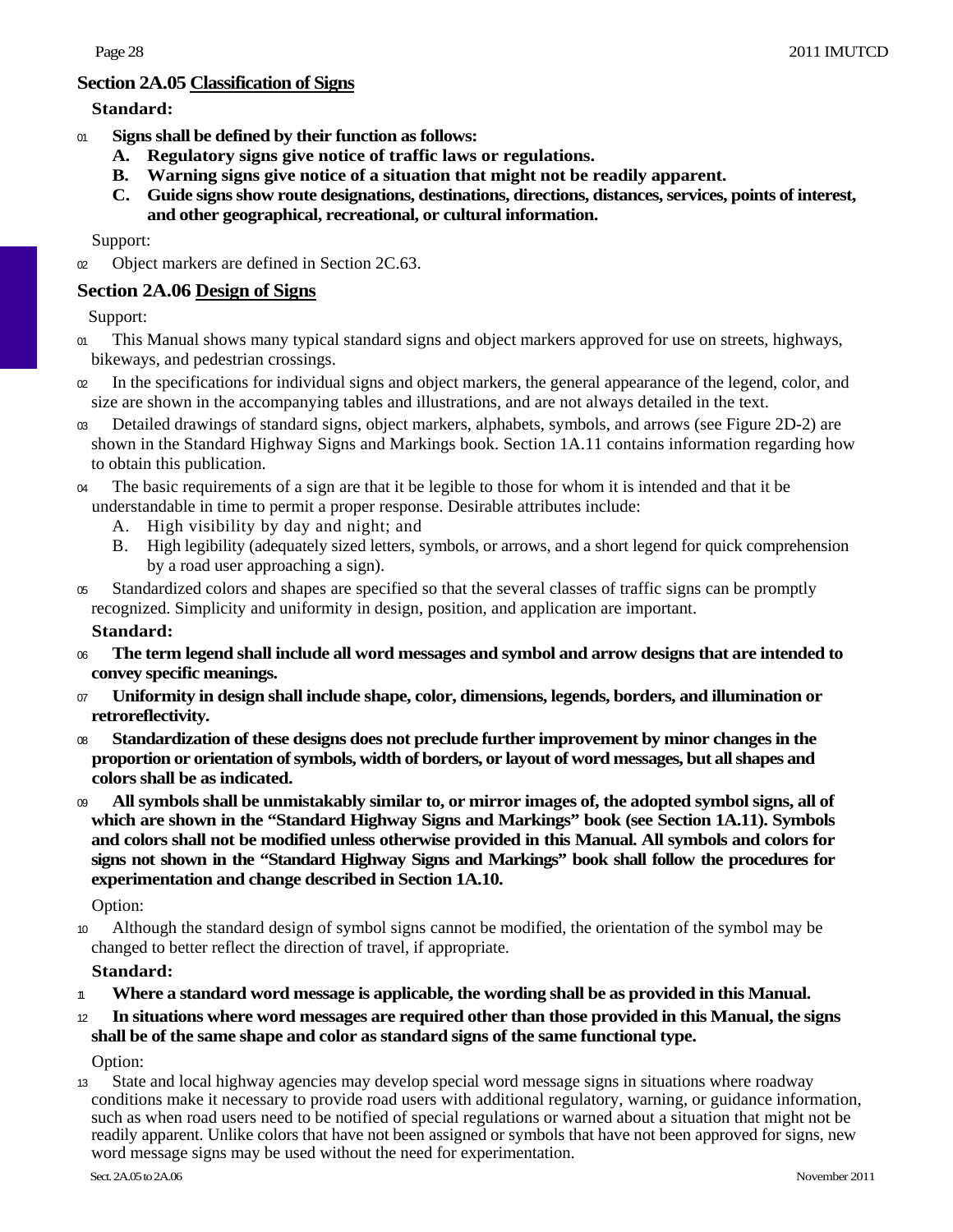## Section 2A.05 Classification of Signs

**Standard:**

01 **Signs shall be defined by their function as follows:**

- **A. Regulatory signs give notice of traffic laws or regulations.**
- **B. Warning signs give notice of a situation that might not be readily apparent.**
- **C. Guide signs show route designations, destinations, directions, distances, services, points of interest, and other geographical, recreational, or cultural information.**

Support:

02 Object markers are defined in Section 2C.63.

## Section 2A.06 Design of Signs

Support:

01 This Manual shows many typical standard signs and object markers approved for use on streets, highways, bikeways, and pedestrian crossings.

02 In the specifications for individual signs and object markers, the general appearance of the legend, color, and size are shown in the accompanying tables and illustrations, and are not always detailed in the text.

03 Detailed drawings of standard signs, object markers, alphabets, symbols, and arrows (see Figure 2D-2) are shown in the Standard Highway Signs and Markings book. Section 1A.11 contains information regarding how to obtain this publication.

04 The basic requirements of a sign are that it be legible to those for whom it is intended and that it be understandable in time to permit a proper response. Desirable attributes include:

- A. High visibility by day and night; and
- B. High legibility (adequately sized letters, symbols, or arrows, and a short legend for quick comprehension by a road user approaching a sign).

05 Standardized colors and shapes are specified so that the several classes of traffic signs can be promptly recognized. Simplicity and uniformity in design, position, and application are important.

**Standard:**

06 **The term legend shall include all word messages and symbol and arrow designs that are intended to convey specific meanings.**

07 **Uniformity in design shall include shape, color, dimensions, legends, borders, and illumination or retroreflectivity.**

08 **Standardization of these designs does not preclude further improvement by minor changes in the proportion or orientation of symbols, width of borders, or layout of word messages, but all shapes and colors shall be as indicated.**

09 **All symbols shall be unmistakably similar to, or mirror images of, the adopted symbol signs, all of which are shown in the "Standard Highway Signs and Markings" book (see Section 1A.11). Symbols and colors shall not be modified unless otherwise provided in this Manual. All symbols and colors for signs not shown in the "Standard Highway Signs and Markings" book shall follow the procedures for experimentation and change described in Section 1A.10.**

Option:

10 Although the standard design of symbol signs cannot be modified, the orientation of the symbol may be changed to better reflect the direction of travel, if appropriate.

**Standard:**

11 **Where a standard word message is applicable, the wording shall be as provided in this Manual.**

12 **In situations where word messages are required other than those provided in this Manual, the signs shall be of the same shape and color as standard signs of the same functional type.**

Option:

13 State and local highway agencies may develop special word message signs in situations where roadway conditions make it necessary to provide road users with additional regulatory, warning, or guidance information, such as when road users need to be notified of special regulations or warned about a situation that might not be readily apparent. Unlike colors that have not been assigned or symbols that have not been approved for signs, new word message signs may be used without the need for experimentation.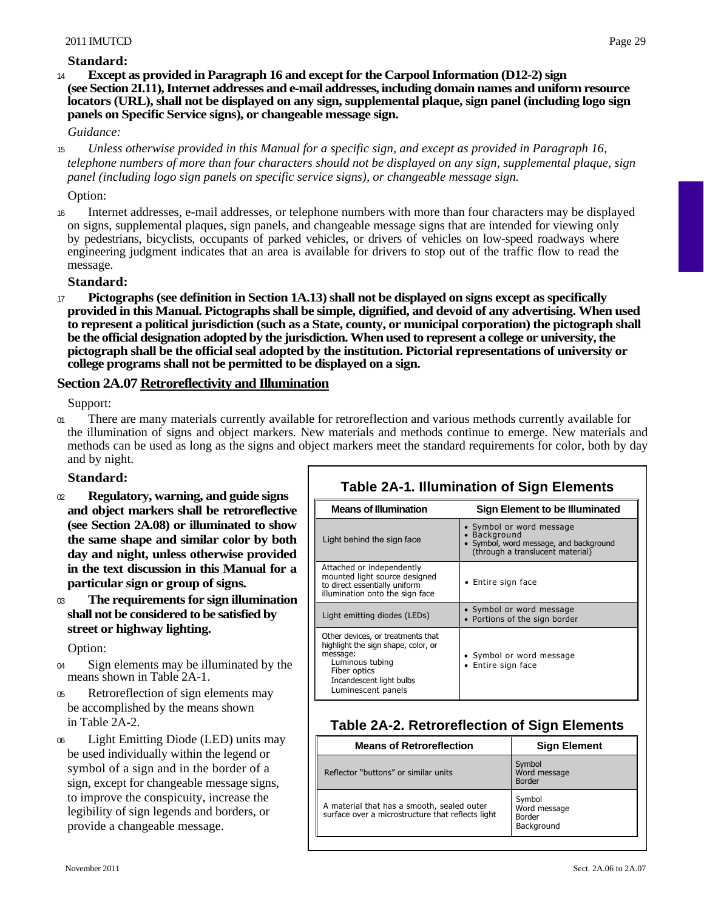**Standard:**

14 **Except as provided in Paragraph 16 and except for the Carpool Information (D12-2) sign (see Section 2I.11), Internet addresses and e-mail addresses, including domain names and uniform resource locators (URL), shall not be displayed on any sign, supplemental plaque, sign panel (including logo sign panels on Specific Service signs), or changeable message sign.**

*Guidance:*

15 *Unless otherwise provided in this Manual for a specific sign, and except as provided in Paragraph 16, telephone numbers of more than four characters should not be displayed on any sign, supplemental plaque, sign panel (including logo sign panels on specific service signs), or changeable message sign.*

Option:

16 Internet addresses, e-mail addresses, or telephone numbers with more than four characters may be displayed on signs, supplemental plaques, sign panels, and changeable message signs that are intended for viewing only by pedestrians, bicyclists, occupants of parked vehicles, or drivers of vehicles on low-speed roadways where engineering judgment indicates that an area is available for drivers to stop out of the traffic flow to read the message.

**Standard:**

17 **Pictographs (see definition in Section 1A.13) shall not be displayed on signs except as specifically provided in this Manual. Pictographs shall be simple, dignified, and devoid of any advertising. When used to represent a political jurisdiction (such as a State, county, or municipal corporation) the pictograph shall be the official designation adopted by the jurisdiction. When used to represent a college or university, the pictograph shall be the official seal adopted by the institution. Pictorial representations of university or college programs shall not be permitted to be displayed on a sign.**

## Section 2A.07 Retroreflectivity and Illumination

Support:

01 There are many materials currently available for retroreflection and various methods currently available for the illumination of signs and object markers. New materials and methods continue to emerge. New materials and methods can be used as long as the signs and object markers meet the standard requirements for color, both by day and by night.

**Standard:**

02 **Regulatory, warning, and guide signs and object markers shall be retroreflective (see Section 2A.08) or illuminated to show the same shape and similar color by both day and night, unless otherwise provided in the text discussion in this Manual for a particular sign or group of signs.**

03 **The requirements for sign illumination shall not be considered to be satisfied by street or highway lighting.**

Option:

04 Sign elements may be illuminated by the means shown in Table 2A-1.

05 Retroreflection of sign elements may be accomplished by the means shown in Table 2A-2.

06 Light Emitting Diode (LED) units may be used individually within the legend or symbol of a sign and in the border of a sign, except for changeable message signs, to improve the conspicuity, increase the legibility of sign legends and borders, or provide a changeable message.

**Table 2A-1. Illumination of Sign Elements**

| Means of Illumination | Sign Element to be Illuminated |
|---|---|
| Light behind the sign face | • Symbol or word message<br>• Background<br>• Symbol, word message, and background (through a translucent material) |
| Attached or independently mounted light source designed to direct essentially uniform illumination onto the sign face | • Entire sign face |
| Light emitting diodes (LEDs) | • Symbol or word message<br>• Portions of the sign border |
| Other devices, or treatments that highlight the sign shape, color, or message:<br>Luminous tubing<br>Fiber optics<br>Incandescent light bulbs<br>Luminescent panels | • Symbol or word message<br>• Entire sign face |

**Table 2A-2. Retroreflection of Sign Elements**

| Means of Retroreflection | Sign Element |
|---|---|
| Reflector "buttons" or similar units | Symbol<br>Word message<br>Border |
| A material that has a smooth, sealed outer surface over a microstructure that reflects light | Symbol<br>Word message<br>Border<br>Background |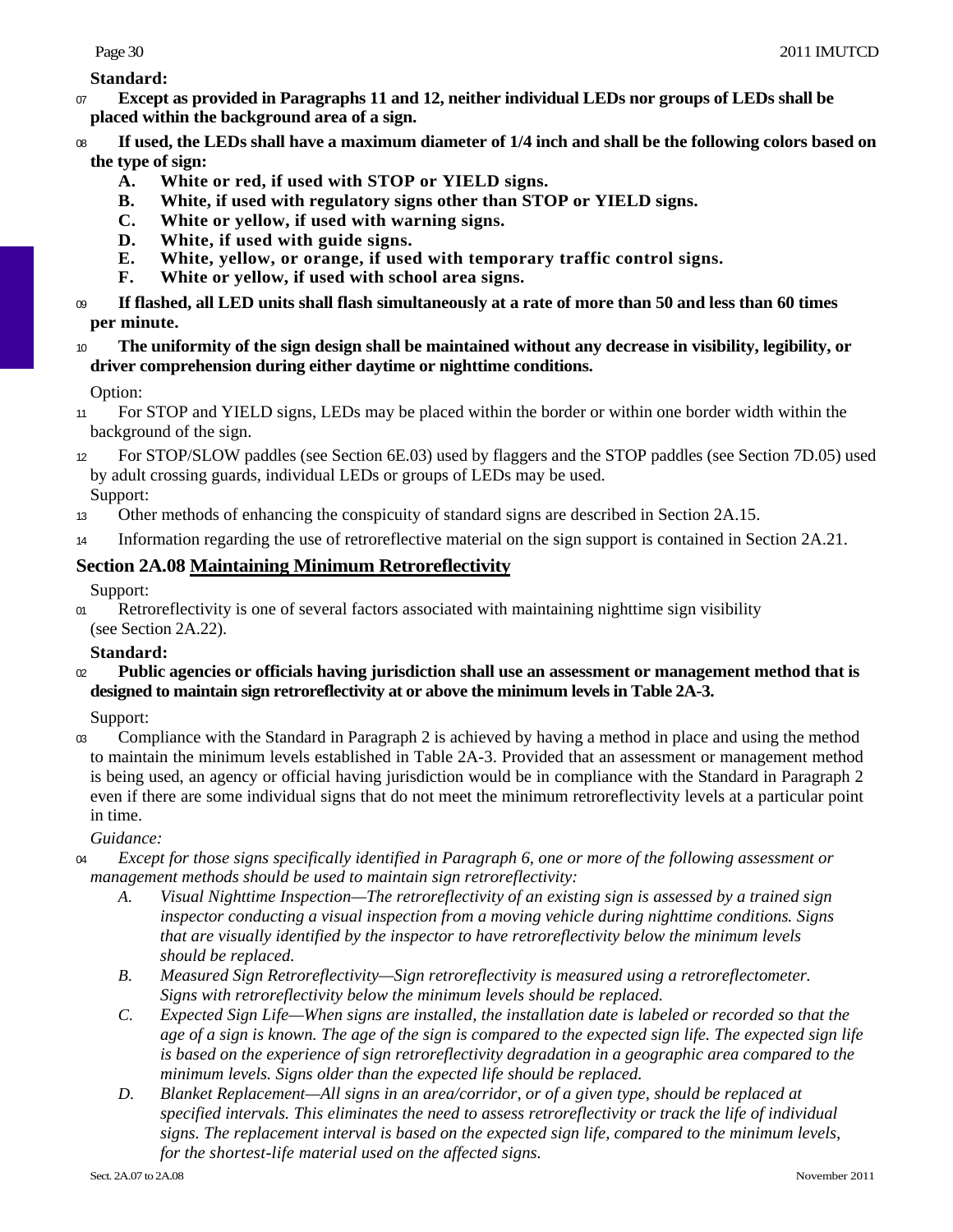**Standard:**

07 **Except as provided in Paragraphs 11 and 12, neither individual LEDs nor groups of LEDs shall be placed within the background area of a sign.**

08 **If used, the LEDs shall have a maximum diameter of 1/4 inch and shall be the following colors based on the type of sign:**

- **A. White or red, if used with STOP or YIELD signs.**
- **B. White, if used with regulatory signs other than STOP or YIELD signs.**
- **C. White or yellow, if used with warning signs.**
- **D. White, if used with guide signs.**
- **E. White, yellow, or orange, if used with temporary traffic control signs.**
- **F. White or yellow, if used with school area signs.**

09 **If flashed, all LED units shall flash simultaneously at a rate of more than 50 and less than 60 times per minute.**

10 **The uniformity of the sign design shall be maintained without any decrease in visibility, legibility, or driver comprehension during either daytime or nighttime conditions.**

Option:

11 For STOP and YIELD signs, LEDs may be placed within the border or within one border width within the background of the sign.

12 For STOP/SLOW paddles (see Section 6E.03) used by flaggers and the STOP paddles (see Section 7D.05) used by adult crossing guards, individual LEDs or groups of LEDs may be used.

Support:

13 Other methods of enhancing the conspicuity of standard signs are described in Section 2A.15.

14 Information regarding the use of retroreflective material on the sign support is contained in Section 2A.21.

## Section 2A.08 Maintaining Minimum Retroreflectivity

Support:

01 Retroreflectivity is one of several factors associated with maintaining nighttime sign visibility (see Section 2A.22).

**Standard:**

02 **Public agencies or officials having jurisdiction shall use an assessment or management method that is designed to maintain sign retroreflectivity at or above the minimum levels in Table 2A-3.**

Support:

03 Compliance with the Standard in Paragraph 2 is achieved by having a method in place and using the method to maintain the minimum levels established in Table 2A-3. Provided that an assessment or management method is being used, an agency or official having jurisdiction would be in compliance with the Standard in Paragraph 2 even if there are some individual signs that do not meet the minimum retroreflectivity levels at a particular point in time.

*Guidance:*

04 *Except for those signs specifically identified in Paragraph 6, one or more of the following assessment or management methods should be used to maintain sign retroreflectivity:*

- *A. Visual Nighttime Inspection—The retroreflectivity of an existing sign is assessed by a trained sign inspector conducting a visual inspection from a moving vehicle during nighttime conditions. Signs that are visually identified by the inspector to have retroreflectivity below the minimum levels should be replaced.*
- *B. Measured Sign Retroreflectivity—Sign retroreflectivity is measured using a retroreflectometer. Signs with retroreflectivity below the minimum levels should be replaced.*
- *C. Expected Sign Life—When signs are installed, the installation date is labeled or recorded so that the age of a sign is known. The age of the sign is compared to the expected sign life. The expected sign life is based on the experience of sign retroreflectivity degradation in a geographic area compared to the minimum levels. Signs older than the expected life should be replaced.*
- *D. Blanket Replacement—All signs in an area/corridor, or of a given type, should be replaced at specified intervals. This eliminates the need to assess retroreflectivity or track the life of individual signs. The replacement interval is based on the expected sign life, compared to the minimum levels, for the shortest-life material used on the affected signs.*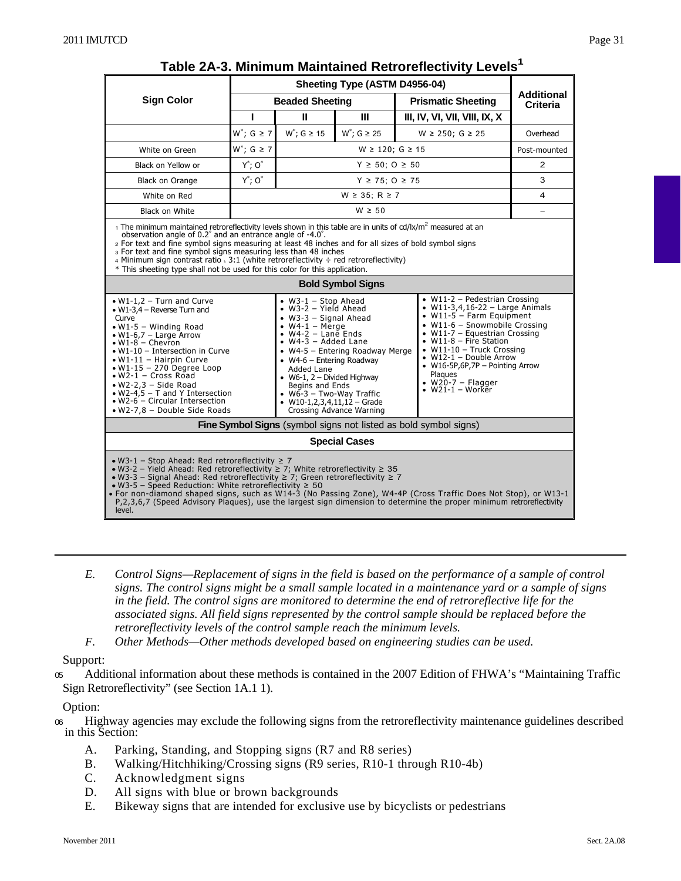## Table 2A-3. Minimum Maintained Retroreflectivity Levels[1]

| Sign Color | Sheeting Type (ASTM D4956-04) | | | | Additional Criteria |
|---|---|---|---|---|---|
| | Beaded Sheeting | | | Prismatic Sheeting | |
| | I | II | III | III, IV, VI, VII, VIII, IX, X | |
| White on Green | W*; G ≥ 7 | W*; G ≥ 15 | W*; G ≥ 25 | W ≥ 250; G ≥ 25 | Overhead |
| | W*; G ≥ 7 | W ≥ 120; G ≥ 15 | | | Post-mounted |
| Black on Yellow or | Y*; O* | Y ≥ 50; O ≥ 50 | | | 2 |
| Black on Orange | Y*; O* | Y ≥ 75; O ≥ 75 | | | 3 |
| White on Red | W ≥ 35; R ≥ 7 | | | | 4 |
| Black on White | W ≥ 50 | | | | – |

1 The minimum maintained retroreflectivity levels shown in this table are in units of cd/lx/m$^2$ measured at an observation angle of 0.2° and an entrance angle of -4.0°.
2 For text and fine symbol signs measuring at least 48 inches and for all sizes of bold symbol signs
3 For text and fine symbol signs measuring less than 48 inches
4 Minimum sign contrast ratio ≥ 3:1 (white retroreflectivity ÷ red retroreflectivity)
\* This sheeting type shall not be used for this color for this application.

**Bold Symbol Signs**

- W1-1,2 – Turn and Curve
- W1-3,4 – Reverse Turn and Curve
- W1-5 – Winding Road
- W1-6,7 – Large Arrow
- W1-8 – Chevron
- W1-10 – Intersection in Curve
- W1-11 – Hairpin Curve
- W1-15 – 270 Degree Loop
- W2-1 – Cross Road
- W2-2,3 – Side Road
- W2-4,5 – T and Y Intersection
- W2-6 – Circular Intersection
- W2-7,8 – Double Side Roads
- W3-1 – Stop Ahead
- W3-2 – Yield Ahead
- W3-3 – Signal Ahead
- W4-1 – Merge
- W4-2 – Lane Ends
- W4-3 – Added Lane
- W4-5 – Entering Roadway Merge
- W4-6 – Entering Roadway Added Lane
- W6-1, 2 – Divided Highway Begins and Ends
- W6-3 – Two-Way Traffic
- W10-1,2,3,4,11,12 – Grade Crossing Advance Warning
- W11-2 – Pedestrian Crossing
- W11-3,4,16-22 – Large Animals
- W11-5 – Farm Equipment
- W11-6 – Snowmobile Crossing
- W11-7 – Equestrian Crossing
- W11-8 – Fire Station
- W11-10 – Truck Crossing
- W12-1 – Double Arrow
- W16-5P,6P,7P – Pointing Arrow Plaques
- W20-7 – Flagger
- W21-1 – Worker

**Fine Symbol Signs** (symbol signs not listed as bold symbol signs)

**Special Cases**

- W3-1 – Stop Ahead: Red retroreflectivity ≥ 7
- W3-2 – Yield Ahead: Red retroreflectivity ≥ 7; White retroreflectivity ≥ 35
- W3-3 – Signal Ahead: Red retroreflectivity ≥ 7; Green retroreflectivity ≥ 7
- W3-5 – Speed Reduction: White retroreflectivity ≥ 50
- For non-diamond shaped signs, such as W14-3 (No Passing Zone), W4-4P (Cross Traffic Does Not Stop), or W13-1 P,2,3,6,7 (Speed Advisory Plaques), use the largest sign dimension to determine the proper minimum retroreflectivity level.

---

E. *Control Signs—Replacement of signs in the field is based on the performance of a sample of control signs. The control signs might be a small sample located in a maintenance yard or a sample of signs in the field. The control signs are monitored to determine the end of retroreflective life for the associated signs. All field signs represented by the control sample should be replaced before the retroreflectivity levels of the control sample reach the minimum levels.*

F. *Other Methods—Other methods developed based on engineering studies can be used.*

Support:

05 Additional information about these methods is contained in the 2007 Edition of FHWA's "Maintaining Traffic Sign Retroreflectivity" (see Section 1A.1 1).

Option:

06 Highway agencies may exclude the following signs from the retroreflectivity maintenance guidelines described in this Section:

A. Parking, Standing, and Stopping signs (R7 and R8 series)
B. Walking/Hitchhiking/Crossing signs (R9 series, R10-1 through R10-4b)
C. Acknowledgment signs
D. All signs with blue or brown backgrounds
E. Bikeway signs that are intended for exclusive use by bicyclists or pedestrians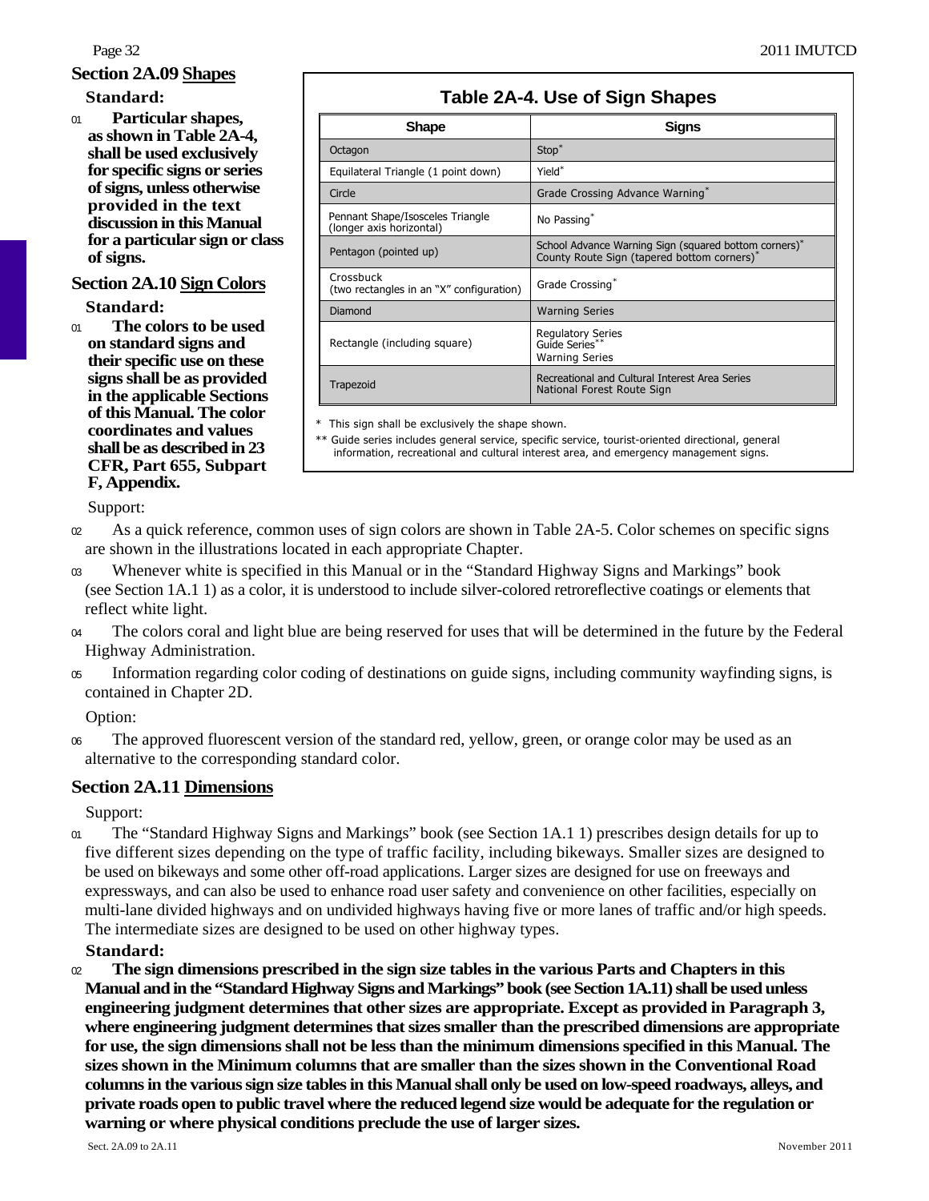## Section 2A.09 Shapes

**Standard:**

01 **Particular shapes, as shown in Table 2A-4, shall be used exclusively for specific signs or series of signs, unless otherwise provided in the text discussion in this Manual for a particular sign or class of signs.**

**Table 2A-4. Use of Sign Shapes**

| Shape | Signs |
|---|---|
| Octagon | Stop* |
| Equilateral Triangle (1 point down) | Yield* |
| Circle | Grade Crossing Advance Warning* |
| Pennant Shape/Isosceles Triangle (longer axis horizontal) | No Passing* |
| Pentagon (pointed up) | School Advance Warning Sign (squared bottom corners)*<br>County Route Sign (tapered bottom corners)* |
| Crossbuck (two rectangles in an "X" configuration) | Grade Crossing* |
| Diamond | Warning Series |
| Rectangle (including square) | Regulatory Series<br>Guide Series**<br>Warning Series |
| Trapezoid | Recreational and Cultural Interest Area Series<br>National Forest Route Sign |

\* This sign shall be exclusively the shape shown.

** Guide series includes general service, specific service, tourist-oriented directional, general information, recreational and cultural interest area, and emergency management signs.

## Section 2A.10 Sign Colors

**Standard:**

01 **The colors to be used on standard signs and their specific use on these signs shall be as provided in the applicable Sections of this Manual. The color coordinates and values shall be as described in 23 CFR, Part 655, Subpart F, Appendix.**

Support:

02 As a quick reference, common uses of sign colors are shown in Table 2A-5. Color schemes on specific signs are shown in the illustrations located in each appropriate Chapter.

03 Whenever white is specified in this Manual or in the "Standard Highway Signs and Markings" book (see Section 1A.1 1) as a color, it is understood to include silver-colored retroreflective coatings or elements that reflect white light.

04 The colors coral and light blue are being reserved for uses that will be determined in the future by the Federal Highway Administration.

05 Information regarding color coding of destinations on guide signs, including community wayfinding signs, is contained in Chapter 2D.

Option:

06 The approved fluorescent version of the standard red, yellow, green, or orange color may be used as an alternative to the corresponding standard color.

## Section 2A.11 Dimensions

Support:

01 The "Standard Highway Signs and Markings" book (see Section 1A.1 1) prescribes design details for up to five different sizes depending on the type of traffic facility, including bikeways. Smaller sizes are designed to be used on bikeways and some other off-road applications. Larger sizes are designed for use on freeways and expressways, and can also be used to enhance road user safety and convenience on other facilities, especially on multi-lane divided highways and on undivided highways having five or more lanes of traffic and/or high speeds. The intermediate sizes are designed to be used on other highway types.

**Standard:**

02 **The sign dimensions prescribed in the sign size tables in the various Parts and Chapters in this Manual and in the "Standard Highway Signs and Markings" book (see Section 1A.11) shall be used unless engineering judgment determines that other sizes are appropriate. Except as provided in Paragraph 3, where engineering judgment determines that sizes smaller than the prescribed dimensions are appropriate for use, the sign dimensions shall not be less than the minimum dimensions specified in this Manual. The sizes shown in the Minimum columns that are smaller than the sizes shown in the Conventional Road columns in the various sign size tables in this Manual shall only be used on low-speed roadways, alleys, and private roads open to public travel where the reduced legend size would be adequate for the regulation or warning or where physical conditions preclude the use of larger sizes.**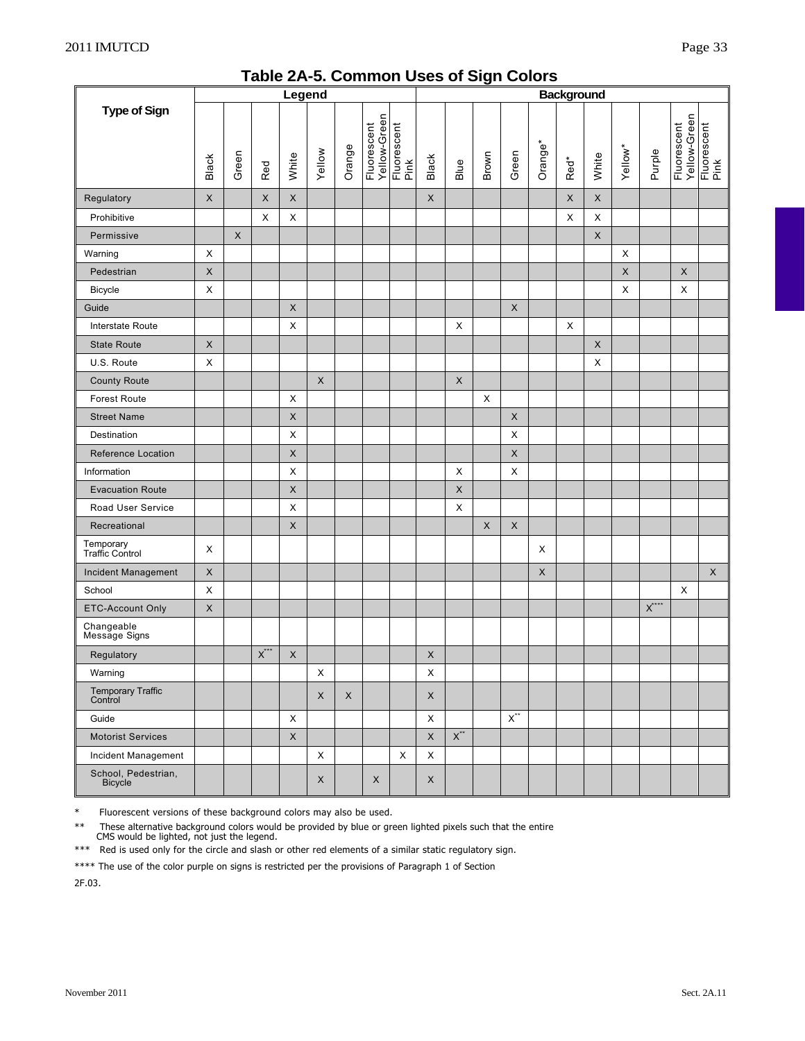# Table 2A-5. Common Uses of Sign Colors

| Type of Sign | Legend | | | | | | | | Background | | | | | | | | | | | |
|---|---|---|---|---|---|---|---|---|---|---|---|---|---|---|---|---|---|---|---|---|
| | Black | Green | Red | White | Yellow | Orange | Fluorescent Yellow-Green | Fluorescent Pink | Black | Blue | Brown | Green | Orange* | Red* | White | Yellow* | Purple | Fluorescent Yellow-Green | Fluorescent Pink |
| Regulatory | X | | X | X | | | | | X | | | | | X | X | | | | |
| Prohibitive | | | X | X | | | | | | | | | | X | X | | | | |
| Permissive | | X | | | | | | | | | | | | | X | | | | |
| Warning | X | | | | | | | | | | | | | | | X | | | |
| Pedestrian | X | | | | | | | | | | | | | | | X | | X | |
| Bicycle | X | | | | | | | | | | | | | | | X | | X | |
| Guide | | | | X | | | | | | | | X | | | | | | | |
| Interstate Route | | | | X | | | | | | X | | | | X | | | | | |
| State Route | X | | | | | | | | | | | | | | X | | | | |
| U.S. Route | X | | | | | | | | | | | | | | X | | | | |
| County Route | | | | | X | | | | | X | | | | | | | | | |
| Forest Route | | | | X | | | | | | | X | | | | | | | | |
| Street Name | | | | X | | | | | | | | X | | | | | | | |
| Destination | | | | X | | | | | | | | X | | | | | | | |
| Reference Location | | | | X | | | | | | | | X | | | | | | | |
| Information | | | | X | | | | | | X | | X | | | | | | | |
| Evacuation Route | | | | X | | | | | | X | | | | | | | | | |
| Road User Service | | | | X | | | | | | X | | | | | | | | | |
| Recreational | | | | X | | | | | | | X | X | | | | | | | |
| Temporary Traffic Control | X | | | | | | | | | | | | X | | | | | | |
| Incident Management | X | | | | | | | | | | | | X | | | | | | X |
| School | X | | | | | | | | | | | | | | | | | X | |
| ETC-Account Only | X | | | | | | | | | | | | | | | | X**** | | |
| Changeable Message Signs | | | | | | | | | | | | | | | | | | | |
| Regulatory | | | X*** | X | | | | | X | | | | | | | | | | |
| Warning | | | | | X | | | | X | | | | | | | | | | |
| Temporary Traffic Control | | | | | X | X | | | X | | | | | | | | | | |
| Guide | | | | X | | | | | X | | | X** | | | | | | | |
| Motorist Services | | | | X | | | | | X | X** | | | | | | | | | |
| Incident Management | | | | | X | | | X | X | | | | | | | | | | |
| School, Pedestrian, Bicycle | | | | | X | | X | | X | | | | | | | | | | |

\* Fluorescent versions of these background colors may also be used.

\*\* These alternative background colors would be provided by blue or green lighted pixels such that the entire CMS would be lighted, not just the legend.

\*\*\* Red is used only for the circle and slash or other red elements of a similar static regulatory sign.

\*\*\*\* The use of the color purple on signs is restricted per the provisions of Paragraph 1 of Section 2F.03.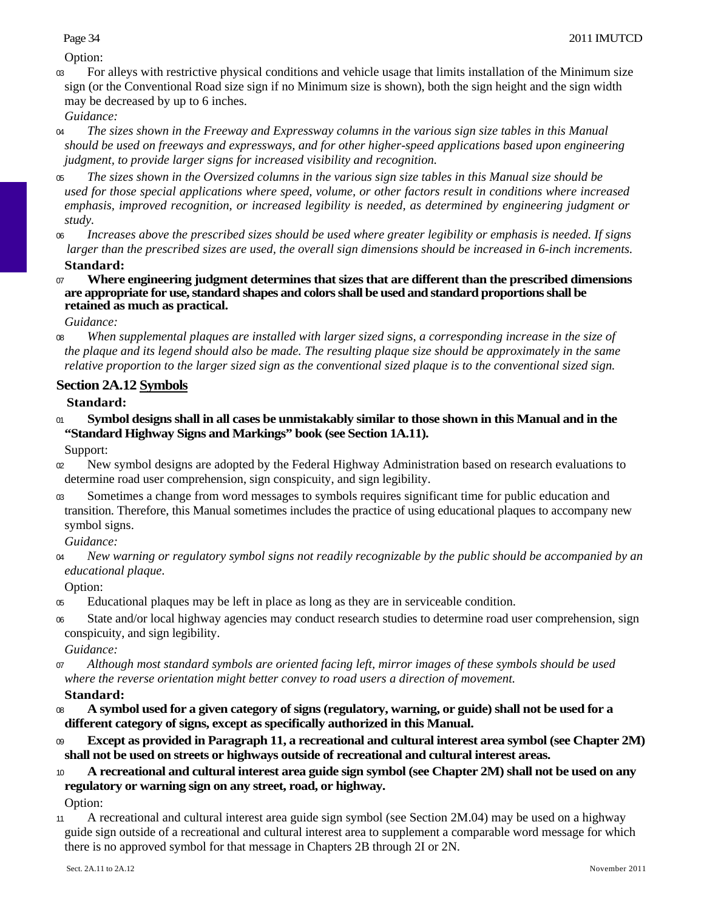Option:

03 For alleys with restrictive physical conditions and vehicle usage that limits installation of the Minimum size sign (or the Conventional Road size sign if no Minimum size is shown), both the sign height and the sign width may be decreased by up to 6 inches.

*Guidance:*

04 *The sizes shown in the Freeway and Expressway columns in the various sign size tables in this Manual should be used on freeways and expressways, and for other higher-speed applications based upon engineering judgment, to provide larger signs for increased visibility and recognition.*

05 *The sizes shown in the Oversized columns in the various sign size tables in this Manual size should be used for those special applications where speed, volume, or other factors result in conditions where increased emphasis, improved recognition, or increased legibility is needed, as determined by engineering judgment or study.*

06 *Increases above the prescribed sizes should be used where greater legibility or emphasis is needed. If signs larger than the prescribed sizes are used, the overall sign dimensions should be increased in 6-inch increments.*

**Standard:**

07 **Where engineering judgment determines that sizes that are different than the prescribed dimensions are appropriate for use, standard shapes and colors shall be used and standard proportions shall be retained as much as practical.**

*Guidance:*

08 *When supplemental plaques are installed with larger sized signs, a corresponding increase in the size of the plaque and its legend should also be made. The resulting plaque size should be approximately in the same relative proportion to the larger sized sign as the conventional sized plaque is to the conventional sized sign.*

## Section 2A.12 Symbols

**Standard:**

01 **Symbol designs shall in all cases be unmistakably similar to those shown in this Manual and in the "Standard Highway Signs and Markings" book (see Section 1A.11).**

Support:

02 New symbol designs are adopted by the Federal Highway Administration based on research evaluations to determine road user comprehension, sign conspicuity, and sign legibility.

03 Sometimes a change from word messages to symbols requires significant time for public education and transition. Therefore, this Manual sometimes includes the practice of using educational plaques to accompany new symbol signs.

*Guidance:*

04 *New warning or regulatory symbol signs not readily recognizable by the public should be accompanied by an educational plaque.*

Option:

05 Educational plaques may be left in place as long as they are in serviceable condition.

06 State and/or local highway agencies may conduct research studies to determine road user comprehension, sign conspicuity, and sign legibility.

*Guidance:*

07 *Although most standard symbols are oriented facing left, mirror images of these symbols should be used where the reverse orientation might better convey to road users a direction of movement.*

**Standard:**

08 **A symbol used for a given category of signs (regulatory, warning, or guide) shall not be used for a different category of signs, except as specifically authorized in this Manual.**

09 **Except as provided in Paragraph 11, a recreational and cultural interest area symbol (see Chapter 2M) shall not be used on streets or highways outside of recreational and cultural interest areas.**

10 **A recreational and cultural interest area guide sign symbol (see Chapter 2M) shall not be used on any regulatory or warning sign on any street, road, or highway.**

Option:

11 A recreational and cultural interest area guide sign symbol (see Section 2M.04) may be used on a highway guide sign outside of a recreational and cultural interest area to supplement a comparable word message for which there is no approved symbol for that message in Chapters 2B through 2I or 2N.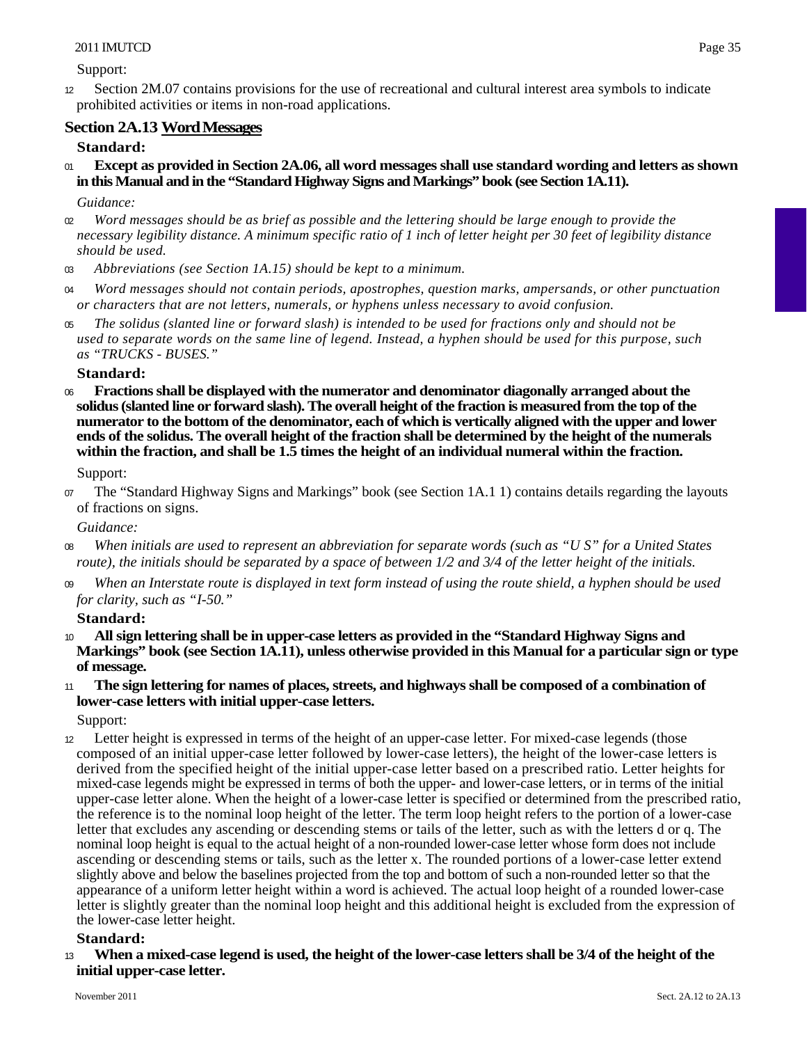Support:

12 Section 2M.07 contains provisions for the use of recreational and cultural interest area symbols to indicate prohibited activities or items in non-road applications.

## Section 2A.13 Word Messages

**Standard:**

01 **Except as provided in Section 2A.06, all word messages shall use standard wording and letters as shown in this Manual and in the "Standard Highway Signs and Markings" book (see Section 1A.11).**

*Guidance:*

02 *Word messages should be as brief as possible and the lettering should be large enough to provide the necessary legibility distance. A minimum specific ratio of 1 inch of letter height per 30 feet of legibility distance should be used.*

03 *Abbreviations (see Section 1A.15) should be kept to a minimum.*

04 *Word messages should not contain periods, apostrophes, question marks, ampersands, or other punctuation or characters that are not letters, numerals, or hyphens unless necessary to avoid confusion.*

05 *The solidus (slanted line or forward slash) is intended to be used for fractions only and should not be used to separate words on the same line of legend. Instead, a hyphen should be used for this purpose, such as "TRUCKS - BUSES."*

**Standard:**

06 **Fractions shall be displayed with the numerator and denominator diagonally arranged about the solidus (slanted line or forward slash). The overall height of the fraction is measured from the top of the numerator to the bottom of the denominator, each of which is vertically aligned with the upper and lower ends of the solidus. The overall height of the fraction shall be determined by the height of the numerals within the fraction, and shall be 1.5 times the height of an individual numeral within the fraction.**

Support:

07 The "Standard Highway Signs and Markings" book (see Section 1A.1 1) contains details regarding the layouts of fractions on signs.

*Guidance:*

08 *When initials are used to represent an abbreviation for separate words (such as "U S" for a United States route), the initials should be separated by a space of between 1/2 and 3/4 of the letter height of the initials.*

09 *When an Interstate route is displayed in text form instead of using the route shield, a hyphen should be used for clarity, such as "I-50."*

**Standard:**

10 **All sign lettering shall be in upper-case letters as provided in the "Standard Highway Signs and Markings" book (see Section 1A.11), unless otherwise provided in this Manual for a particular sign or type of message.**

11 **The sign lettering for names of places, streets, and highways shall be composed of a combination of lower-case letters with initial upper-case letters.**

Support:

12 Letter height is expressed in terms of the height of an upper-case letter. For mixed-case legends (those composed of an initial upper-case letter followed by lower-case letters), the height of the lower-case letters is derived from the specified height of the initial upper-case letter based on a prescribed ratio. Letter heights for mixed-case legends might be expressed in terms of both the upper- and lower-case letters, or in terms of the initial upper-case letter alone. When the height of a lower-case letter is specified or determined from the prescribed ratio, the reference is to the nominal loop height of the letter. The term loop height refers to the portion of a lower-case letter that excludes any ascending or descending stems or tails of the letter, such as with the letters d or q. The nominal loop height is equal to the actual height of a non-rounded lower-case letter whose form does not include ascending or descending stems or tails, such as the letter x. The rounded portions of a lower-case letter extend slightly above and below the baselines projected from the top and bottom of such a non-rounded letter so that the appearance of a uniform letter height within a word is achieved. The actual loop height of a rounded lower-case letter is slightly greater than the nominal loop height and this additional height is excluded from the expression of the lower-case letter height.

**Standard:**

13 **When a mixed-case legend is used, the height of the lower-case letters shall be 3/4 of the height of the initial upper-case letter.**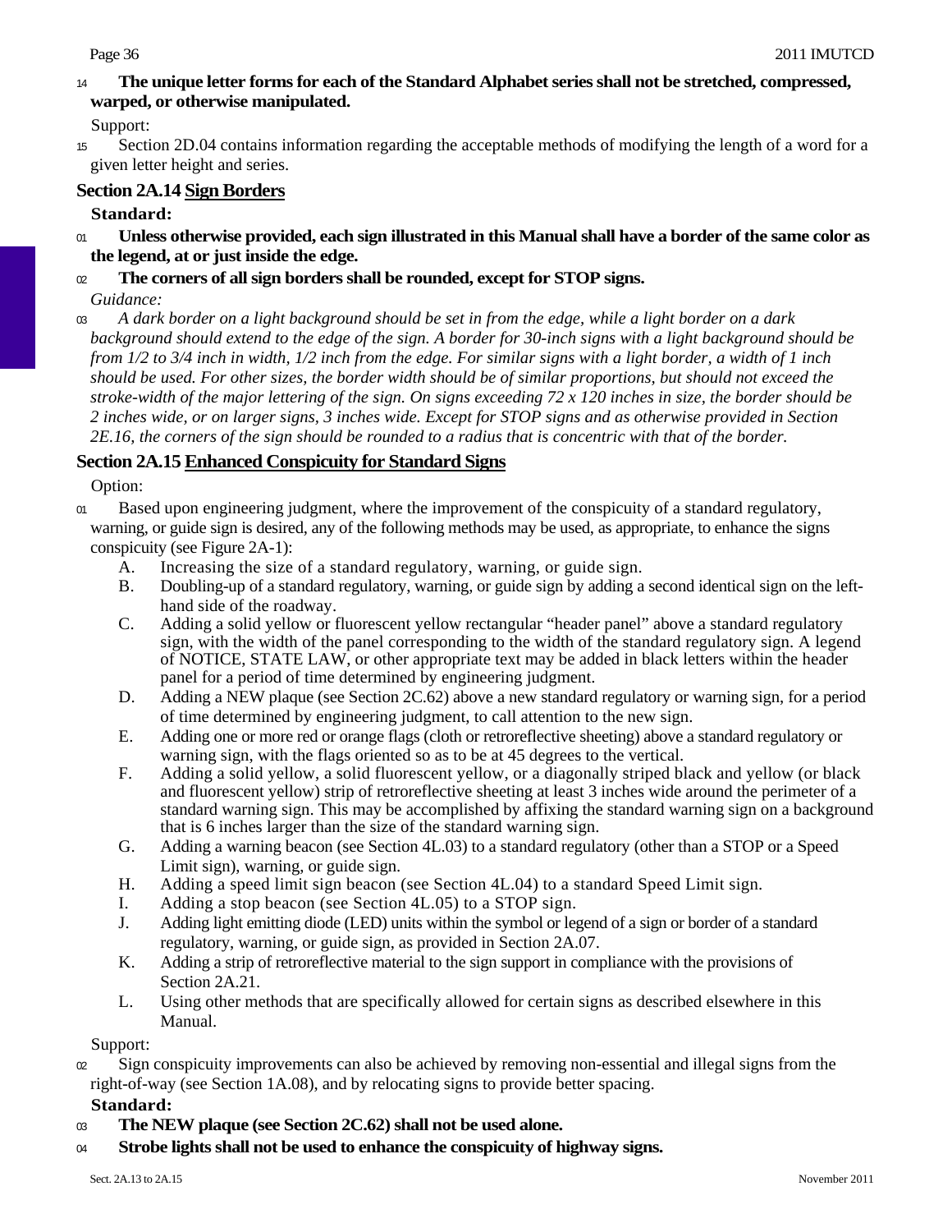14 **The unique letter forms for each of the Standard Alphabet series shall not be stretched, compressed, warped, or otherwise manipulated.**

Support:

15 Section 2D.04 contains information regarding the acceptable methods of modifying the length of a word for a given letter height and series.

## Section 2A.14 Sign Borders

**Standard:**

01 **Unless otherwise provided, each sign illustrated in this Manual shall have a border of the same color as the legend, at or just inside the edge.**

02 **The corners of all sign borders shall be rounded, except for STOP signs.**

*Guidance:*

03 *A dark border on a light background should be set in from the edge, while a light border on a dark background should extend to the edge of the sign. A border for 30-inch signs with a light background should be from 1/2 to 3/4 inch in width, 1/2 inch from the edge. For similar signs with a light border, a width of 1 inch should be used. For other sizes, the border width should be of similar proportions, but should not exceed the stroke-width of the major lettering of the sign. On signs exceeding 72 x 120 inches in size, the border should be 2 inches wide, or on larger signs, 3 inches wide. Except for STOP signs and as otherwise provided in Section 2E.16, the corners of the sign should be rounded to a radius that is concentric with that of the border.*

## Section 2A.15 Enhanced Conspicuity for Standard Signs

Option:

01 Based upon engineering judgment, where the improvement of the conspicuity of a standard regulatory, warning, or guide sign is desired, any of the following methods may be used, as appropriate, to enhance the signs conspicuity (see Figure 2A-1):

A. Increasing the size of a standard regulatory, warning, or guide sign.
B. Doubling-up of a standard regulatory, warning, or guide sign by adding a second identical sign on the left-hand side of the roadway.
C. Adding a solid yellow or fluorescent yellow rectangular "header panel" above a standard regulatory sign, with the width of the panel corresponding to the width of the standard regulatory sign. A legend of NOTICE, STATE LAW, or other appropriate text may be added in black letters within the header panel for a period of time determined by engineering judgment.
D. Adding a NEW plaque (see Section 2C.62) above a new standard regulatory or warning sign, for a period of time determined by engineering judgment, to call attention to the new sign.
E. Adding one or more red or orange flags (cloth or retroreflective sheeting) above a standard regulatory or warning sign, with the flags oriented so as to be at 45 degrees to the vertical.
F. Adding a solid yellow, a solid fluorescent yellow, or a diagonally striped black and yellow (or black and fluorescent yellow) strip of retroreflective sheeting at least 3 inches wide around the perimeter of a standard warning sign. This may be accomplished by affixing the standard warning sign on a background that is 6 inches larger than the size of the standard warning sign.
G. Adding a warning beacon (see Section 4L.03) to a standard regulatory (other than a STOP or a Speed Limit sign), warning, or guide sign.
H. Adding a speed limit sign beacon (see Section 4L.04) to a standard Speed Limit sign.
I. Adding a stop beacon (see Section 4L.05) to a STOP sign.
J. Adding light emitting diode (LED) units within the symbol or legend of a sign or border of a standard regulatory, warning, or guide sign, as provided in Section 2A.07.
K. Adding a strip of retroreflective material to the sign support in compliance with the provisions of Section 2A.21.
L. Using other methods that are specifically allowed for certain signs as described elsewhere in this Manual.

Support:

02 Sign conspicuity improvements can also be achieved by removing non-essential and illegal signs from the right-of-way (see Section 1A.08), and by relocating signs to provide better spacing.

**Standard:**

03 **The NEW plaque (see Section 2C.62) shall not be used alone.**

04 **Strobe lights shall not be used to enhance the conspicuity of highway signs.**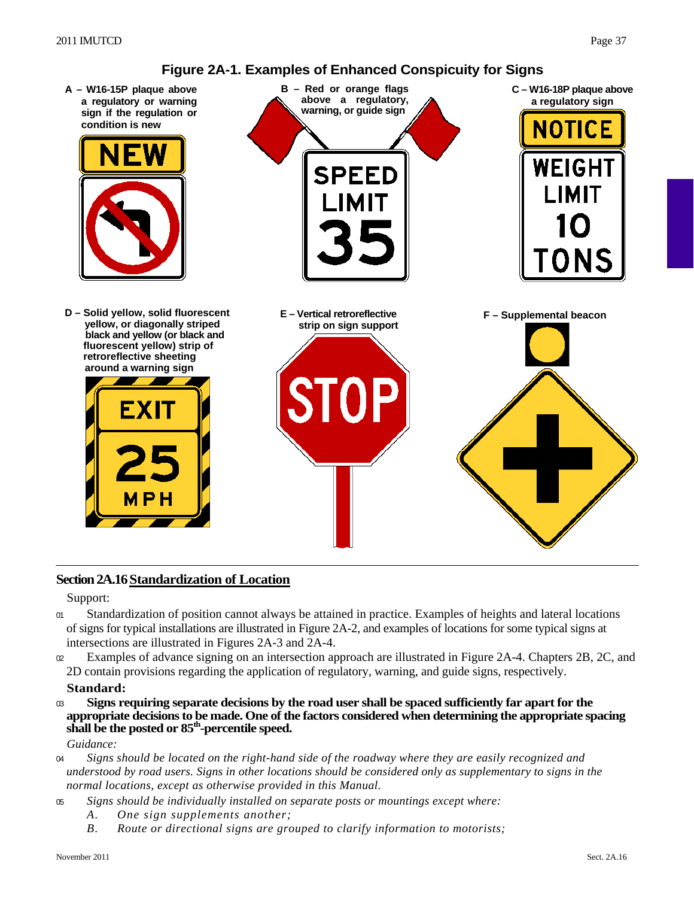## Figure 2A-1. Examples of Enhanced Conspicuity for Signs

A – W16-15P plaque above a regulatory or warning sign if the regulation or condition is new

NEW

B – Red or orange flags above a regulatory, warning, or guide sign

SPEED LIMIT 35

C – W16-18P plaque above a regulatory sign

NOTICE

WEIGHT LIMIT 10 TONS

D – Solid yellow, solid fluorescent yellow, or diagonally striped black and yellow (or black and fluorescent yellow) strip of retroreflective sheeting around a warning sign

EXIT

25 MPH

E – Vertical retroreflective strip on sign support

STOP

F – Supplemental beacon

## Section 2A.16 Standardization of Location

Support:

01 Standardization of position cannot always be attained in practice. Examples of heights and lateral locations of signs for typical installations are illustrated in Figure 2A-2, and examples of locations for some typical signs at intersections are illustrated in Figures 2A-3 and 2A-4.

02 Examples of advance signing on an intersection approach are illustrated in Figure 2A-4. Chapters 2B, 2C, and 2D contain provisions regarding the application of regulatory, warning, and guide signs, respectively.

**Standard:**

03 **Signs requiring separate decisions by the road user shall be spaced sufficiently far apart for the appropriate decisions to be made. One of the factors considered when determining the appropriate spacing shall be the posted or 85th-percentile speed.**

*Guidance:*

04 *Signs should be located on the right-hand side of the roadway where they are easily recognized and understood by road users. Signs in other locations should be considered only as supplementary to signs in the normal locations, except as otherwise provided in this Manual.*

05 *Signs should be individually installed on separate posts or mountings except where:*

*A. One sign supplements another;*

*B. Route or directional signs are grouped to clarify information to motorists;*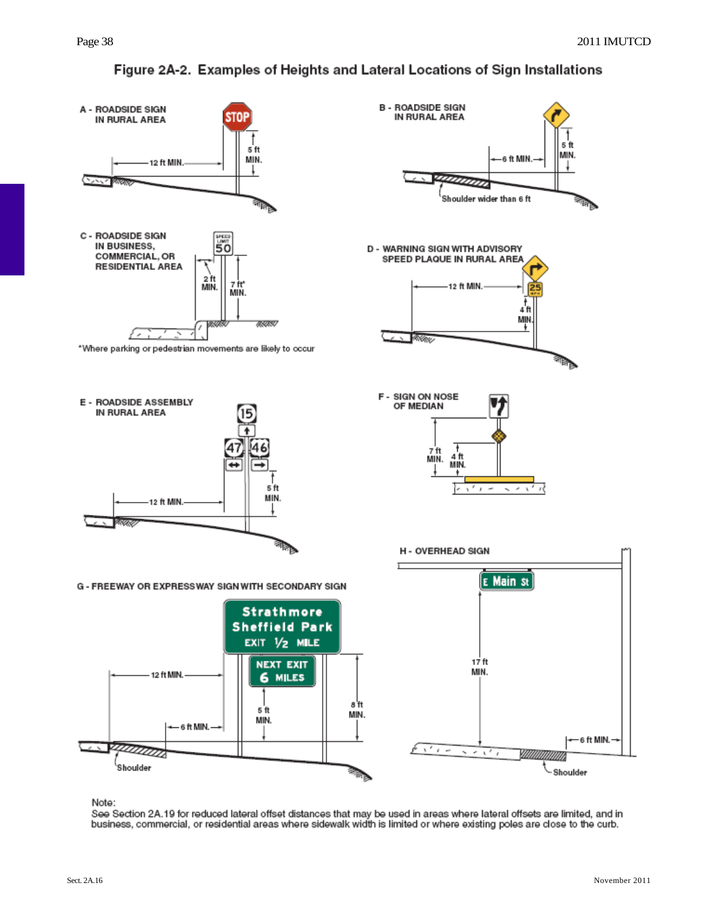# Figure 2A-2. Examples of Heights and Lateral Locations of Sign Installations

A - ROADSIDE SIGN IN RURAL AREA

STOP

12 ft MIN.

5 ft MIN.

B - ROADSIDE SIGN IN RURAL AREA

6 ft MIN.

5 ft MIN.

Shoulder wider than 6 ft

C - ROADSIDE SIGN IN BUSINESS, COMMERCIAL, OR RESIDENTIAL AREA

SPEED LIMIT 50

2 ft MIN.

7 ft* MIN.

*Where parking or pedestrian movements are likely to occur

D - WARNING SIGN WITH ADVISORY SPEED PLAQUE IN RURAL AREA

12 ft MIN.

25 MPH

4 ft MIN.

E - ROADSIDE ASSEMBLY IN RURAL AREA

15

47 46

12 ft MIN.

5 ft MIN.

F - SIGN ON NOSE OF MEDIAN

7 ft MIN.

4 ft MIN.

G - FREEWAY OR EXPRESSWAY SIGN WITH SECONDARY SIGN

Strathmore Sheffield Park EXIT 1/2 MILE

NEXT EXIT 6 MILES

12 ft MIN.

6 ft MIN.

5 ft MIN.

8 ft MIN.

Shoulder

H - OVERHEAD SIGN

E Main St

17 ft MIN.

6 ft MIN.

Shoulder

Note:
See Section 2A.19 for reduced lateral offset distances that may be used in areas where lateral offsets are limited, and in business, commercial, or residential areas where sidewalk width is limited or where existing poles are close to the curb.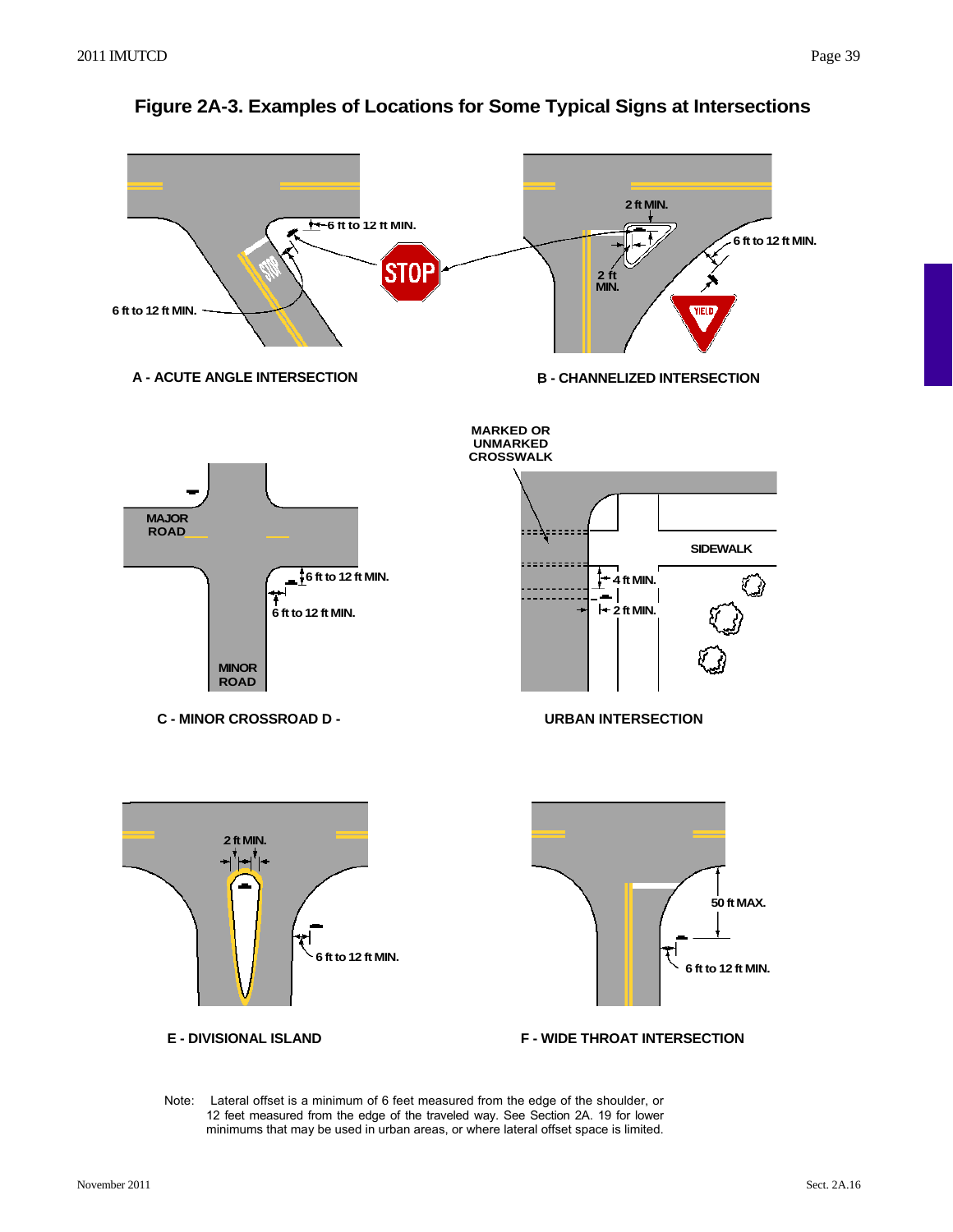# Figure 2A-3. Examples of Locations for Some Typical Signs at Intersections

6 ft to 12 ft MIN.

6 ft to 12 ft MIN.

A - ACUTE ANGLE INTERSECTION

2 ft MIN.

2 ft MIN.

6 ft to 12 ft MIN.

B - CHANNELIZED INTERSECTION

MAJOR ROAD

6 ft to 12 ft MIN.

6 ft to 12 ft MIN.

MINOR ROAD

C - MINOR CROSSROAD D -

MARKED OR UNMARKED CROSSWALK

SIDEWALK

4 ft MIN.

2 ft MIN.

URBAN INTERSECTION

2 ft MIN.

6 ft to 12 ft MIN.

E - DIVISIONAL ISLAND

50 ft MAX.

6 ft to 12 ft MIN.

F - WIDE THROAT INTERSECTION

Note: Lateral offset is a minimum of 6 feet measured from the edge of the shoulder, or 12 feet measured from the edge of the traveled way. See Section 2A. 19 for lower minimums that may be used in urban areas, or where lateral offset space is limited.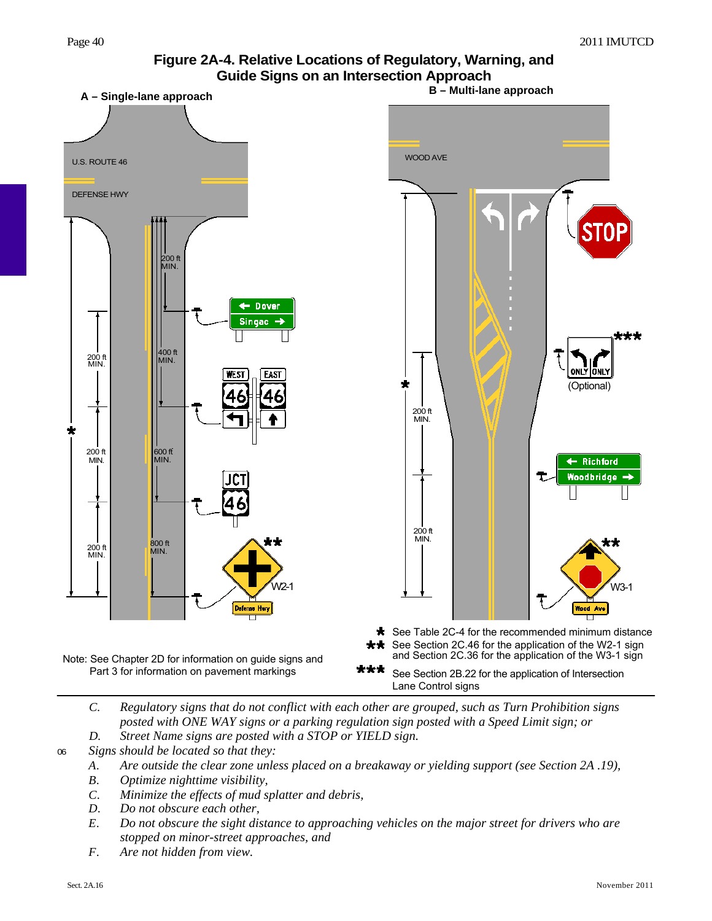**Figure 2A-4. Relative Locations of Regulatory, Warning, and Guide Signs on an Intersection Approach**

A – Single-lane approach

B – Multi-lane approach

Note: See Chapter 2D for information on guide signs and Part 3 for information on pavement markings

* See Table 2C-4 for the recommended minimum distance

** See Section 2C.46 for the application of the W2-1 sign and Section 2C.36 for the application of the W3-1 sign

*** See Section 2B.22 for the application of Intersection Lane Control signs

*C. Regulatory signs that do not conflict with each other are grouped, such as Turn Prohibition signs posted with ONE WAY signs or a parking regulation sign posted with a Speed Limit sign; or*

*D. Street Name signs are posted with a STOP or YIELD sign.*

06 *Signs should be located so that they:*

*A. Are outside the clear zone unless placed on a breakaway or yielding support (see Section 2A.19),*

*B. Optimize nighttime visibility,*

*C. Minimize the effects of mud splatter and debris,*

*D. Do not obscure each other,*

*E. Do not obscure the sight distance to approaching vehicles on the major street for drivers who are stopped on minor-street approaches, and*

*F. Are not hidden from view.*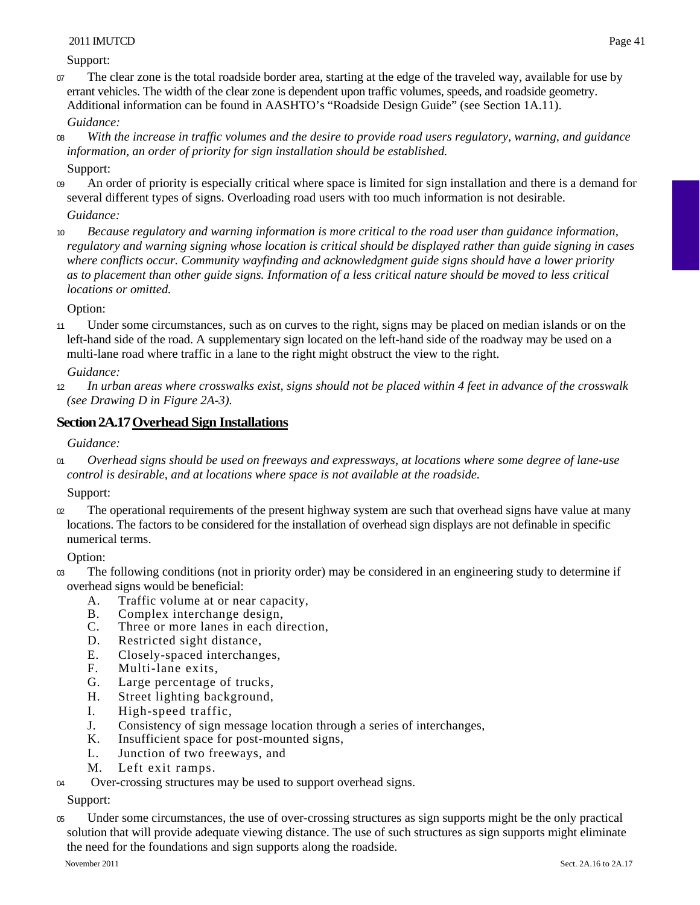Support:

07 The clear zone is the total roadside border area, starting at the edge of the traveled way, available for use by errant vehicles. The width of the clear zone is dependent upon traffic volumes, speeds, and roadside geometry. Additional information can be found in AASHTO's "Roadside Design Guide" (see Section 1A.11).

*Guidance:*

08 *With the increase in traffic volumes and the desire to provide road users regulatory, warning, and guidance information, an order of priority for sign installation should be established.*

Support:

09 An order of priority is especially critical where space is limited for sign installation and there is a demand for several different types of signs. Overloading road users with too much information is not desirable.

*Guidance:*

10 *Because regulatory and warning information is more critical to the road user than guidance information, regulatory and warning signing whose location is critical should be displayed rather than guide signing in cases where conflicts occur. Community wayfinding and acknowledgment guide signs should have a lower priority as to placement than other guide signs. Information of a less critical nature should be moved to less critical locations or omitted.*

Option:

11 Under some circumstances, such as on curves to the right, signs may be placed on median islands or on the left-hand side of the road. A supplementary sign located on the left-hand side of the roadway may be used on a multi-lane road where traffic in a lane to the right might obstruct the view to the right.

*Guidance:*

12 *In urban areas where crosswalks exist, signs should not be placed within 4 feet in advance of the crosswalk (see Drawing D in Figure 2A-3).*

## Section 2A.17 Overhead Sign Installations

*Guidance:*

01 *Overhead signs should be used on freeways and expressways, at locations where some degree of lane-use control is desirable, and at locations where space is not available at the roadside.*

Support:

02 The operational requirements of the present highway system are such that overhead signs have value at many locations. The factors to be considered for the installation of overhead sign displays are not definable in specific numerical terms.

Option:

03 The following conditions (not in priority order) may be considered in an engineering study to determine if overhead signs would be beneficial:

A. Traffic volume at or near capacity,
B. Complex interchange design,
C. Three or more lanes in each direction,
D. Restricted sight distance,
E. Closely-spaced interchanges,
F. Multi-lane exits,
G. Large percentage of trucks,
H. Street lighting background,
I. High-speed traffic,
J. Consistency of sign message location through a series of interchanges,
K. Insufficient space for post-mounted signs,
L. Junction of two freeways, and
M. Left exit ramps.

04 Over-crossing structures may be used to support overhead signs.

Support:

05 Under some circumstances, the use of over-crossing structures as sign supports might be the only practical solution that will provide adequate viewing distance. The use of such structures as sign supports might eliminate the need for the foundations and sign supports along the roadside.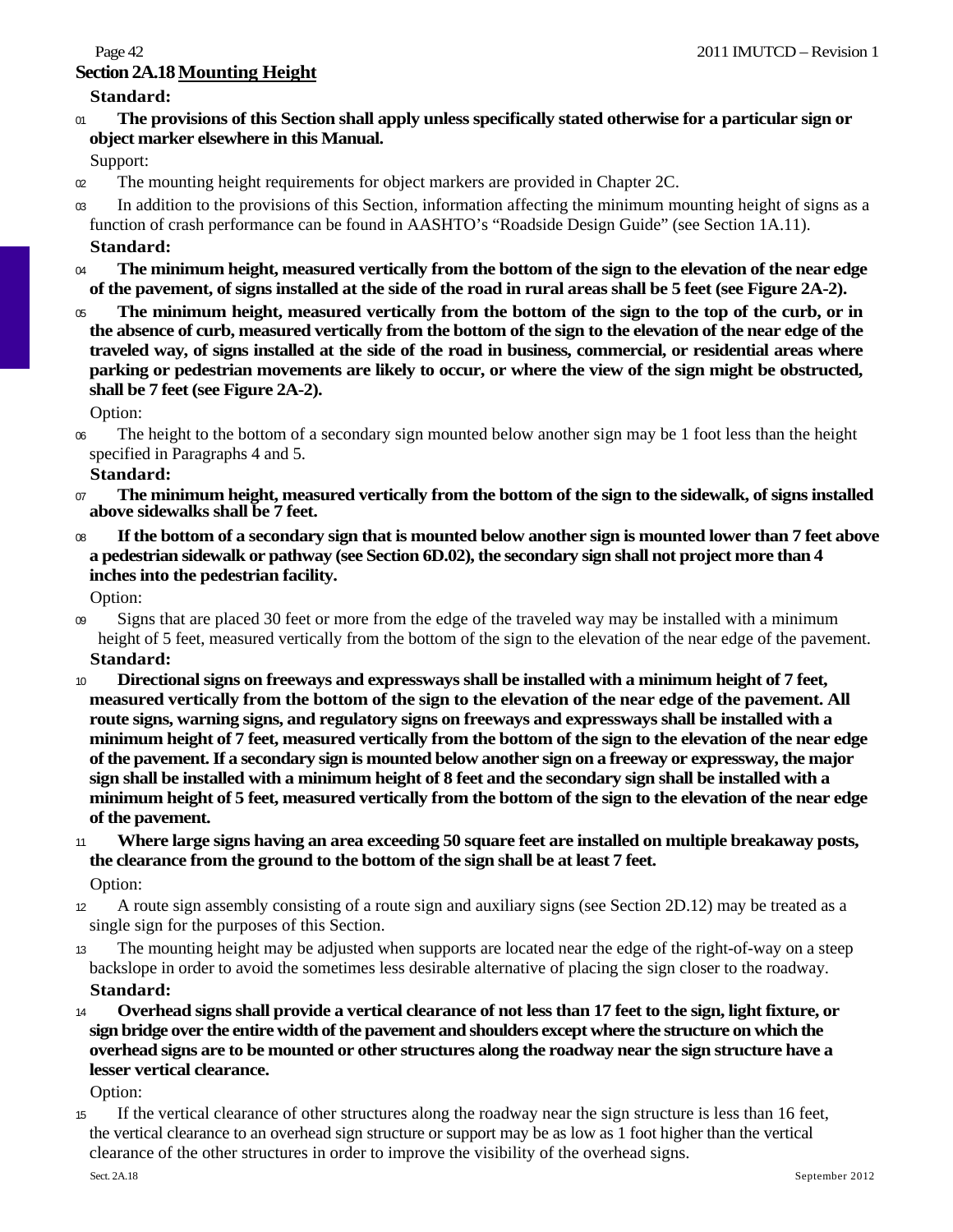## Section 2A.18 Mounting Height

**Standard:**

01 **The provisions of this Section shall apply unless specifically stated otherwise for a particular sign or object marker elsewhere in this Manual.**

Support:

02 The mounting height requirements for object markers are provided in Chapter 2C.

03 In addition to the provisions of this Section, information affecting the minimum mounting height of signs as a function of crash performance can be found in AASHTO's "Roadside Design Guide" (see Section 1A.11).

**Standard:**

04 **The minimum height, measured vertically from the bottom of the sign to the elevation of the near edge of the pavement, of signs installed at the side of the road in rural areas shall be 5 feet (see Figure 2A-2).**

05 **The minimum height, measured vertically from the bottom of the sign to the top of the curb, or in the absence of curb, measured vertically from the bottom of the sign to the elevation of the near edge of the traveled way, of signs installed at the side of the road in business, commercial, or residential areas where parking or pedestrian movements are likely to occur, or where the view of the sign might be obstructed, shall be 7 feet (see Figure 2A-2).**

Option:

06 The height to the bottom of a secondary sign mounted below another sign may be 1 foot less than the height specified in Paragraphs 4 and 5.

**Standard:**

07 **The minimum height, measured vertically from the bottom of the sign to the sidewalk, of signs installed above sidewalks shall be 7 feet.**

08 **If the bottom of a secondary sign that is mounted below another sign is mounted lower than 7 feet above a pedestrian sidewalk or pathway (see Section 6D.02), the secondary sign shall not project more than 4 inches into the pedestrian facility.**

Option:

09 Signs that are placed 30 feet or more from the edge of the traveled way may be installed with a minimum height of 5 feet, measured vertically from the bottom of the sign to the elevation of the near edge of the pavement.

**Standard:**

10 **Directional signs on freeways and expressways shall be installed with a minimum height of 7 feet, measured vertically from the bottom of the sign to the elevation of the near edge of the pavement. All route signs, warning signs, and regulatory signs on freeways and expressways shall be installed with a minimum height of 7 feet, measured vertically from the bottom of the sign to the elevation of the near edge of the pavement. If a secondary sign is mounted below another sign on a freeway or expressway, the major sign shall be installed with a minimum height of 8 feet and the secondary sign shall be installed with a minimum height of 5 feet, measured vertically from the bottom of the sign to the elevation of the near edge of the pavement.**

11 **Where large signs having an area exceeding 50 square feet are installed on multiple breakaway posts, the clearance from the ground to the bottom of the sign shall be at least 7 feet.**

Option:

12 A route sign assembly consisting of a route sign and auxiliary signs (see Section 2D.12) may be treated as a single sign for the purposes of this Section.

13 The mounting height may be adjusted when supports are located near the edge of the right-of-way on a steep backslope in order to avoid the sometimes less desirable alternative of placing the sign closer to the roadway.

**Standard:**

14 **Overhead signs shall provide a vertical clearance of not less than 17 feet to the sign, light fixture, or sign bridge over the entire width of the pavement and shoulders except where the structure on which the overhead signs are to be mounted or other structures along the roadway near the sign structure have a lesser vertical clearance.**

Option:

15 If the vertical clearance of other structures along the roadway near the sign structure is less than 16 feet, the vertical clearance to an overhead sign structure or support may be as low as 1 foot higher than the vertical clearance of the other structures in order to improve the visibility of the overhead signs.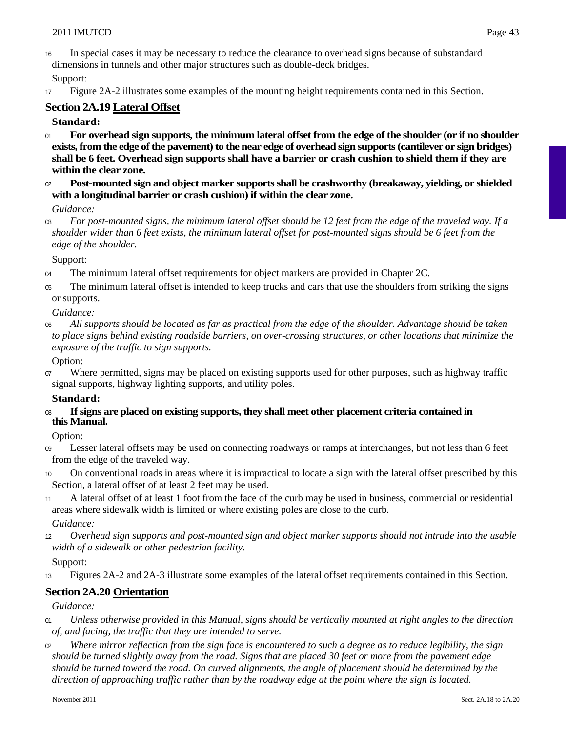16 In special cases it may be necessary to reduce the clearance to overhead signs because of substandard dimensions in tunnels and other major structures such as double-deck bridges.

Support:

17 Figure 2A-2 illustrates some examples of the mounting height requirements contained in this Section.

## Section 2A.19 Lateral Offset

**Standard:**

01 **For overhead sign supports, the minimum lateral offset from the edge of the shoulder (or if no shoulder exists, from the edge of the pavement) to the near edge of overhead sign supports (cantilever or sign bridges) shall be 6 feet. Overhead sign supports shall have a barrier or crash cushion to shield them if they are within the clear zone.**

02 **Post-mounted sign and object marker supports shall be crashworthy (breakaway, yielding, or shielded with a longitudinal barrier or crash cushion) if within the clear zone.**

*Guidance:*

03 *For post-mounted signs, the minimum lateral offset should be 12 feet from the edge of the traveled way. If a shoulder wider than 6 feet exists, the minimum lateral offset for post-mounted signs should be 6 feet from the edge of the shoulder.*

Support:

04 The minimum lateral offset requirements for object markers are provided in Chapter 2C.

05 The minimum lateral offset is intended to keep trucks and cars that use the shoulders from striking the signs or supports.

*Guidance:*

06 *All supports should be located as far as practical from the edge of the shoulder. Advantage should be taken to place signs behind existing roadside barriers, on over-crossing structures, or other locations that minimize the exposure of the traffic to sign supports.*

Option:

07 Where permitted, signs may be placed on existing supports used for other purposes, such as highway traffic signal supports, highway lighting supports, and utility poles.

**Standard:**

08 **If signs are placed on existing supports, they shall meet other placement criteria contained in this Manual.**

Option:

09 Lesser lateral offsets may be used on connecting roadways or ramps at interchanges, but not less than 6 feet from the edge of the traveled way.

10 On conventional roads in areas where it is impractical to locate a sign with the lateral offset prescribed by this Section, a lateral offset of at least 2 feet may be used.

11 A lateral offset of at least 1 foot from the face of the curb may be used in business, commercial or residential areas where sidewalk width is limited or where existing poles are close to the curb.

*Guidance:*

12 *Overhead sign supports and post-mounted sign and object marker supports should not intrude into the usable width of a sidewalk or other pedestrian facility.*

Support:

13 Figures 2A-2 and 2A-3 illustrate some examples of the lateral offset requirements contained in this Section.

## Section 2A.20 Orientation

*Guidance:*

01 *Unless otherwise provided in this Manual, signs should be vertically mounted at right angles to the direction of, and facing, the traffic that they are intended to serve.*

02 *Where mirror reflection from the sign face is encountered to such a degree as to reduce legibility, the sign should be turned slightly away from the road. Signs that are placed 30 feet or more from the pavement edge should be turned toward the road. On curved alignments, the angle of placement should be determined by the direction of approaching traffic rather than by the roadway edge at the point where the sign is located.*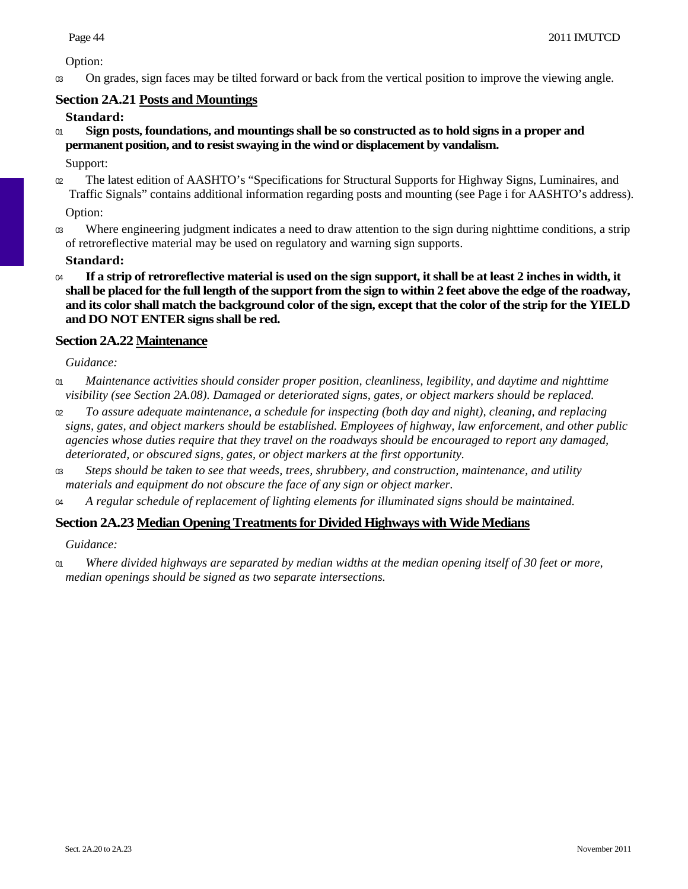Option:

03 On grades, sign faces may be tilted forward or back from the vertical position to improve the viewing angle.

## Section 2A.21 Posts and Mountings

**Standard:**

01 **Sign posts, foundations, and mountings shall be so constructed as to hold signs in a proper and permanent position, and to resist swaying in the wind or displacement by vandalism.**

Support:

02 The latest edition of AASHTO's "Specifications for Structural Supports for Highway Signs, Luminaires, and Traffic Signals" contains additional information regarding posts and mounting (see Page i for AASHTO's address).

Option:

03 Where engineering judgment indicates a need to draw attention to the sign during nighttime conditions, a strip of retroreflective material may be used on regulatory and warning sign supports.

**Standard:**

04 **If a strip of retroreflective material is used on the sign support, it shall be at least 2 inches in width, it shall be placed for the full length of the support from the sign to within 2 feet above the edge of the roadway, and its color shall match the background color of the sign, except that the color of the strip for the YIELD and DO NOT ENTER signs shall be red.**

## Section 2A.22 Maintenance

*Guidance:*

01 *Maintenance activities should consider proper position, cleanliness, legibility, and daytime and nighttime visibility (see Section 2A.08). Damaged or deteriorated signs, gates, or object markers should be replaced.*

02 *To assure adequate maintenance, a schedule for inspecting (both day and night), cleaning, and replacing signs, gates, and object markers should be established. Employees of highway, law enforcement, and other public agencies whose duties require that they travel on the roadways should be encouraged to report any damaged, deteriorated, or obscured signs, gates, or object markers at the first opportunity.*

03 *Steps should be taken to see that weeds, trees, shrubbery, and construction, maintenance, and utility materials and equipment do not obscure the face of any sign or object marker.*

04 *A regular schedule of replacement of lighting elements for illuminated signs should be maintained.*

## Section 2A.23 Median Opening Treatments for Divided Highways with Wide Medians

*Guidance:*

01 *Where divided highways are separated by median widths at the median opening itself of 30 feet or more, median openings should be signed as two separate intersections.*